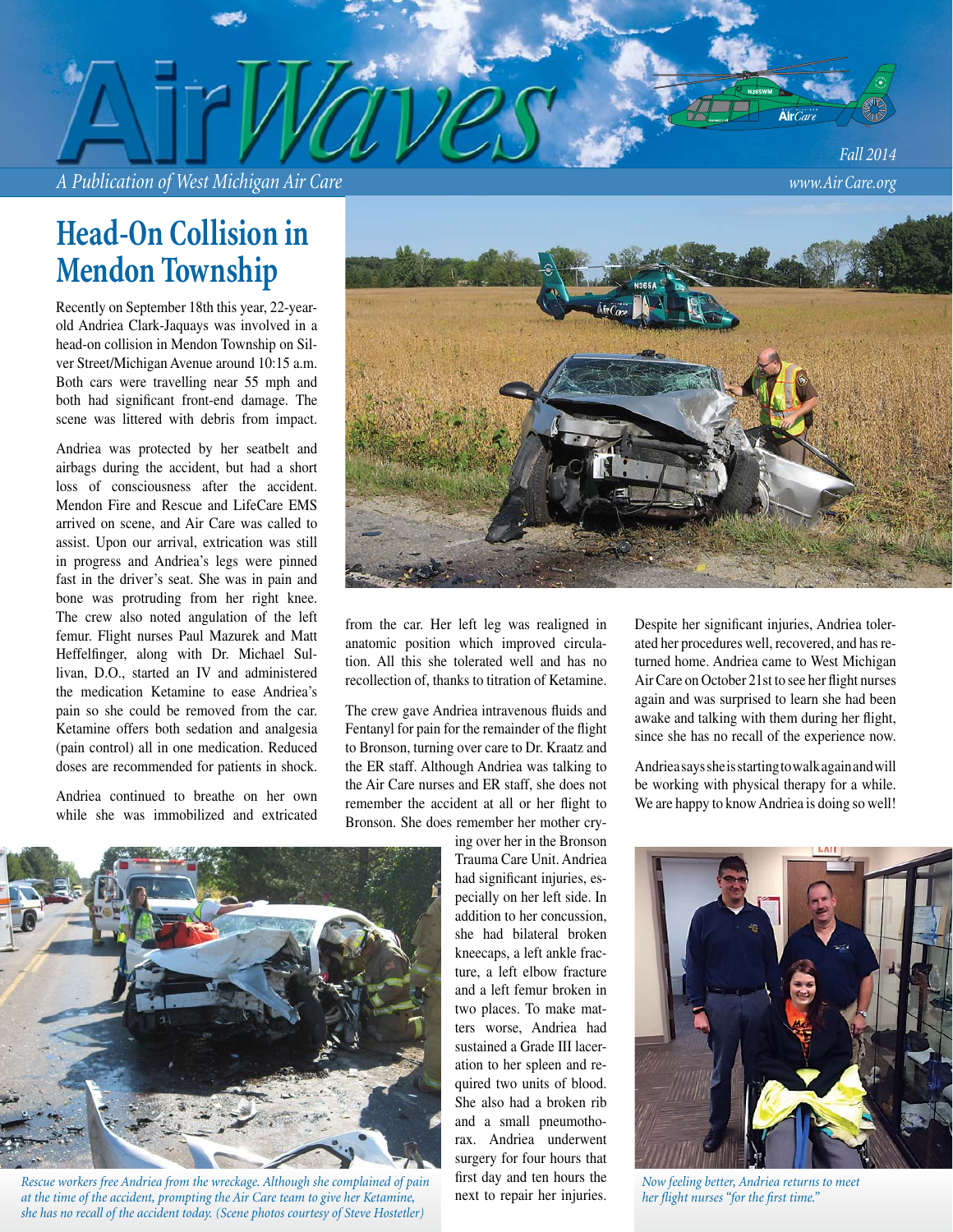# AirWaves

*A Publication of West Michigan Air Care*

*Fall 2014*

*www.Air Care.org*

## Head-On Collision in Mendon Township

Recently on September 18th this year, 22-year-old Andriea Clark-Jaquays was involved in a head-on collision in Mendon Township on Silver Street/Michigan Avenue around 10:15 a.m. Both cars were travelling near 55 mph and both had significant front-end damage. The scene was littered with debris from impact.

Andriea was protected by her seatbelt and airbags during the accident, but had a short loss of consciousness after the accident. Mendon Fire and Rescue and LifeCare EMS arrived on scene, and Air Care was called to assist. Upon our arrival, extrication was still in progress and Andriea's legs were pinned fast in the driver's seat. She was in pain and bone was protruding from her right knee. The crew also noted angulation of the left femur. Flight nurses Paul Mazurek and Matt Heffelfinger, along with Dr. Michael Sullivan, D.O., started an IV and administered the medication Ketamine to ease Andriea's pain so she could be removed from the car. Ketamine offers both sedation and analgesia (pain control) all in one medication. Reduced doses are recommended for patients in shock.

Andriea continued to breathe on her own while she was immobilized and extricated from the car. Her left leg was realigned in anatomic position which improved circulation. All this she tolerated well and has no recollection of, thanks to titration of Ketamine.

The crew gave Andriea intravenous fluids and Fentanyl for pain for the remainder of the flight to Bronson, turning over care to Dr. Kraatz and the ER staff. Although Andriea was talking to the Air Care nurses and ER staff, she does not remember the accident at all or her flight to Bronson. She does remember her mother crying over her in the Bronson Trauma Care Unit. Andriea had significant injuries, especially on her left side. In addition to her concussion, she had bilateral broken kneecaps, a left ankle fracture, a left elbow fracture and a left femur broken in two places. To make matters worse, Andriea had sustained a Grade III laceration to her spleen and required two units of blood. She also had a broken rib and a small pneumothorax. Andriea underwent surgery for four hours that first day and ten hours the next to repair her injuries.

*Rescue workers free Andriea from the wreckage. Although she complained of pain at the time of the accident, prompting the Air Care team to give her Ketamine, she has no recall of the accident today. (Scene photos courtesy of Steve Hostetler)*

Despite her significant injuries, Andriea tolerated her procedures well, recovered, and has returned home. Andriea came to West Michigan Air Care on October 21st to see her flight nurses again and was surprised to learn she had been awake and talking with them during her flight, since she has no recall of the experience now.

Andriea says she is starting to walk again and will be working with physical therapy for a while. We are happy to know Andriea is doing so well!

*Now feeling better, Andriea returns to meet her flight nurses "for the first time."*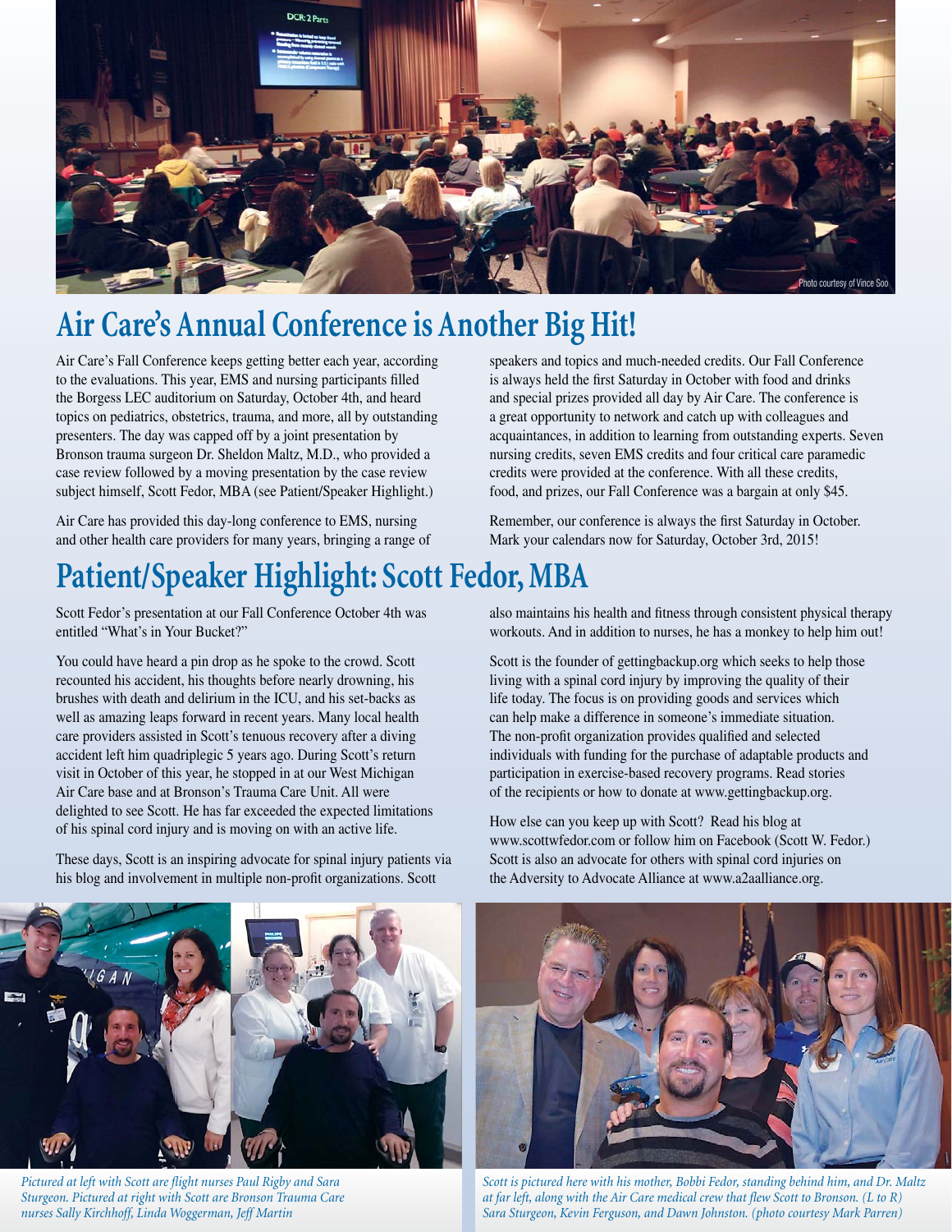Photo courtesy of Vince Soo

# Air Care's Annual Conference is Another Big Hit!

Air Care's Fall Conference keeps getting better each year, according to the evaluations. This year, EMS and nursing participants filled the Borgess LEC auditorium on Saturday, October 4th, and heard topics on pediatrics, obstetrics, trauma, and more, all by outstanding presenters. The day was capped off by a joint presentation by Bronson trauma surgeon Dr. Sheldon Maltz, M.D., who provided a case review followed by a moving presentation by the case review subject himself, Scott Fedor, MBA (see Patient/Speaker Highlight.)

Air Care has provided this day-long conference to EMS, nursing and other health care providers for many years, bringing a range of speakers and topics and much-needed credits. Our Fall Conference is always held the first Saturday in October with food and drinks and special prizes provided all day by Air Care. The conference is a great opportunity to network and catch up with colleagues and acquaintances, in addition to learning from outstanding experts. Seven nursing credits, seven EMS credits and four critical care paramedic credits were provided at the conference. With all these credits, food, and prizes, our Fall Conference was a bargain at only $45.

Remember, our conference is always the first Saturday in October. Mark your calendars now for Saturday, October 3rd, 2015!

# Patient/Speaker Highlight: Scott Fedor, MBA

Scott Fedor's presentation at our Fall Conference October 4th was entitled "What's in Your Bucket?"

You could have heard a pin drop as he spoke to the crowd. Scott recounted his accident, his thoughts before nearly drowning, his brushes with death and delirium in the ICU, and his set-backs as well as amazing leaps forward in recent years. Many local health care providers assisted in Scott's tenuous recovery after a diving accident left him quadriplegic 5 years ago. During Scott's return visit in October of this year, he stopped in at our West Michigan Air Care base and at Bronson's Trauma Care Unit. All were delighted to see Scott. He has far exceeded the expected limitations of his spinal cord injury and is moving on with an active life.

These days, Scott is an inspiring advocate for spinal injury patients via his blog and involvement in multiple non-profit organizations. Scott also maintains his health and fitness through consistent physical therapy workouts. And in addition to nurses, he has a monkey to help him out!

Scott is the founder of gettingbackup.org which seeks to help those living with a spinal cord injury by improving the quality of their life today. The focus is on providing goods and services which can help make a difference in someone's immediate situation. The non-profit organization provides qualified and selected individuals with funding for the purchase of adaptable products and participation in exercise-based recovery programs. Read stories of the recipients or how to donate at www.gettingbackup.org.

How else can you keep up with Scott? Read his blog at www.scottwfedor.com or follow him on Facebook (Scott W. Fedor.) Scott is also an advocate for others with spinal cord injuries on the Adversity to Advocate Alliance at www.a2aalliance.org.

*Pictured at left with Scott are flight nurses Paul Rigby and Sara Sturgeon. Pictured at right with Scott are Bronson Trauma Care nurses Sally Kirchhoff, Linda Woggerman, Jeff Martin*

*Scott is pictured here with his mother, Bobbi Fedor, standing behind him, and Dr. Maltz at far left, along with the Air Care medical crew that flew Scott to Bronson. (L to R) Sara Sturgeon, Kevin Ferguson, and Dawn Johnston. (photo courtesy Mark Parren)*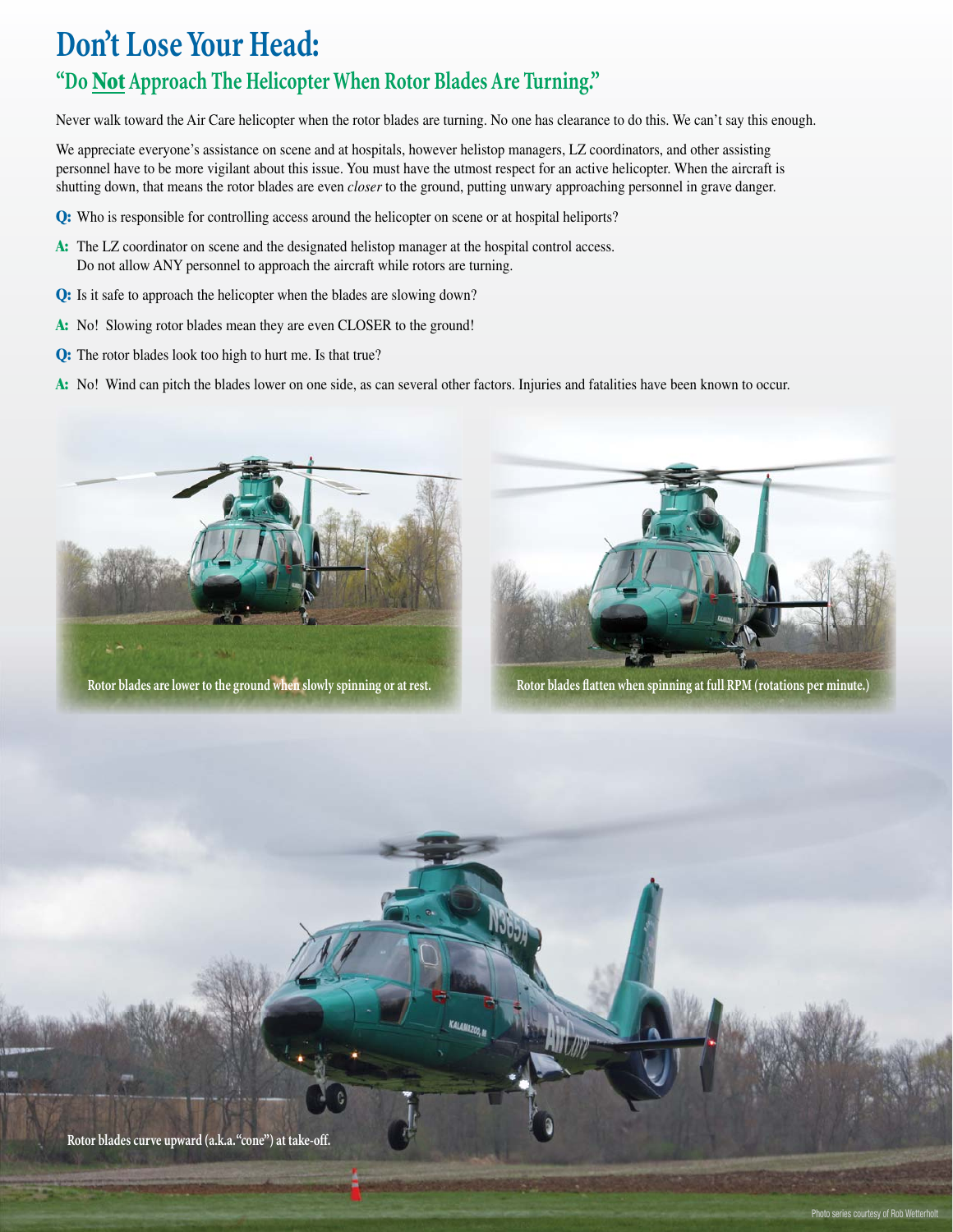# Don't Lose Your Head:

## "Do **Not** Approach The Helicopter When Rotor Blades Are Turning."

Never walk toward the Air Care helicopter when the rotor blades are turning. No one has clearance to do this. We can't say this enough.

We appreciate everyone's assistance on scene and at hospitals, however helistop managers, LZ coordinators, and other assisting personnel have to be more vigilant about this issue. You must have the utmost respect for an active helicopter. When the aircraft is shutting down, that means the rotor blades are even *closer* to the ground, putting unwary approaching personnel in grave danger.

**Q:** Who is responsible for controlling access around the helicopter on scene or at hospital heliports?

**A:** The LZ coordinator on scene and the designated helistop manager at the hospital control access. Do not allow ANY personnel to approach the aircraft while rotors are turning.

**Q:** Is it safe to approach the helicopter when the blades are slowing down?

**A:** No! Slowing rotor blades mean they are even CLOSER to the ground!

**Q:** The rotor blades look too high to hurt me. Is that true?

**A:** No! Wind can pitch the blades lower on one side, as can several other factors. Injuries and fatalities have been known to occur.

Rotor blades are lower to the ground when slowly spinning or at rest.

Rotor blades flatten when spinning at full RPM (rotations per minute.)

Rotor blades curve upward (a.k.a. "cone") at take-off.

Photo series courtesy of Rob Wetterholt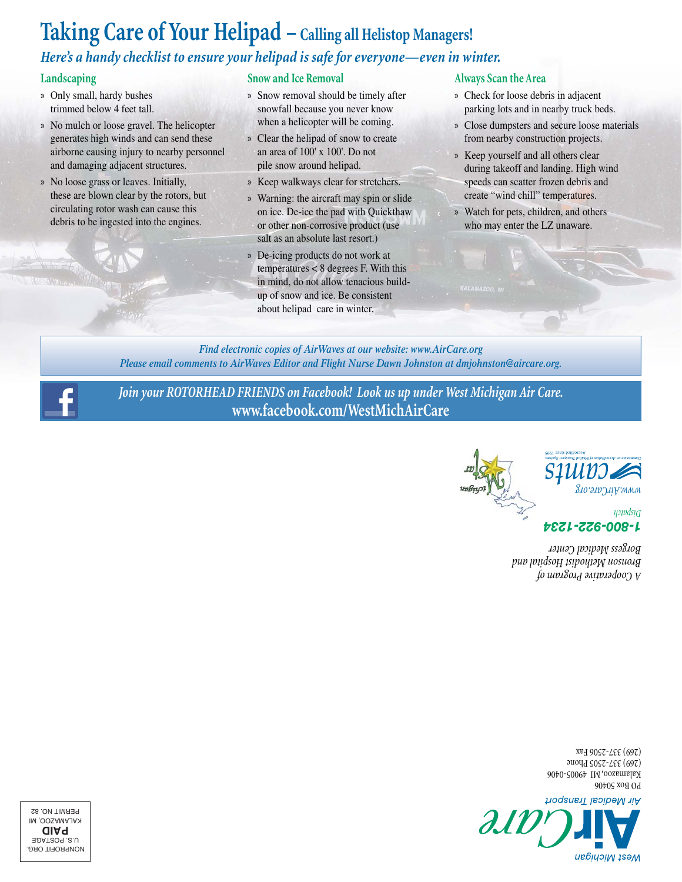# Taking Care of Your Helipad – Calling all Helistop Managers!

*Here's a handy checklist to ensure your helipad is safe for everyone—even in winter.*

### Landscaping

- Only small, hardy bushes trimmed below 4 feet tall.
- No mulch or loose gravel. The helicopter generates high winds and can send these airborne causing injury to nearby personnel and damaging adjacent structures.
- No loose grass or leaves. Initially, these are blown clear by the rotors, but circulating rotor wash can cause this debris to be ingested into the engines.

### Snow and Ice Removal

- Snow removal should be timely after snowfall because you never know when a helicopter will be coming.
- Clear the helipad of snow to create an area of 100' x 100'. Do not pile snow around helipad.
- Keep walkways clear for stretchers.
- Warning: the aircraft may spin or slide on ice. De-ice the pad with Quickthaw or other non-corrosive product (use salt as an absolute last resort.)
- De-icing products do not work at temperatures < 8 degrees F. With this in mind, do not allow tenacious build-up of snow and ice. Be consistent about helipad care in winter.

### Always Scan the Area

- Check for loose debris in adjacent parking lots and in nearby truck beds.
- Close dumpsters and secure loose materials from nearby construction projects.
- Keep yourself and all others clear during takeoff and landing. High wind speeds can scatter frozen debris and create "wind chill" temperatures.
- Watch for pets, children, and others who may enter the LZ unaware.

*Find electronic copies of AirWaves at our website: www.AirCare.org*
*Please email comments to AirWaves Editor and Flight Nurse Dawn Johnston at dmjohnston@aircare.org.*

**Join your ROTORHEAD FRIENDS on Facebook! Look us up under West Michigan Air Care.**
**www.facebook.com/WestMichAirCare**

*A Cooperative Program of Bronson Methodist Hospital and Borgess Medical Center*

**1-800-922-1234**
*Dispatch*

*www.AirCare.org*

CAMTS
Commission on Accreditation of Medical Transport Systems
Accredited since 1995

West Michigan
**AirCare**
*Air Medical Transport*

PO Box 50406
Kalamazoo, MI 49005-0406
(269) 337-2505 Phone
(269) 337-2506 Fax

NONPROFIT ORG.
U.S. POSTAGE
**PAID**
KALAMAZOO, MI
PERMIT NO. 82